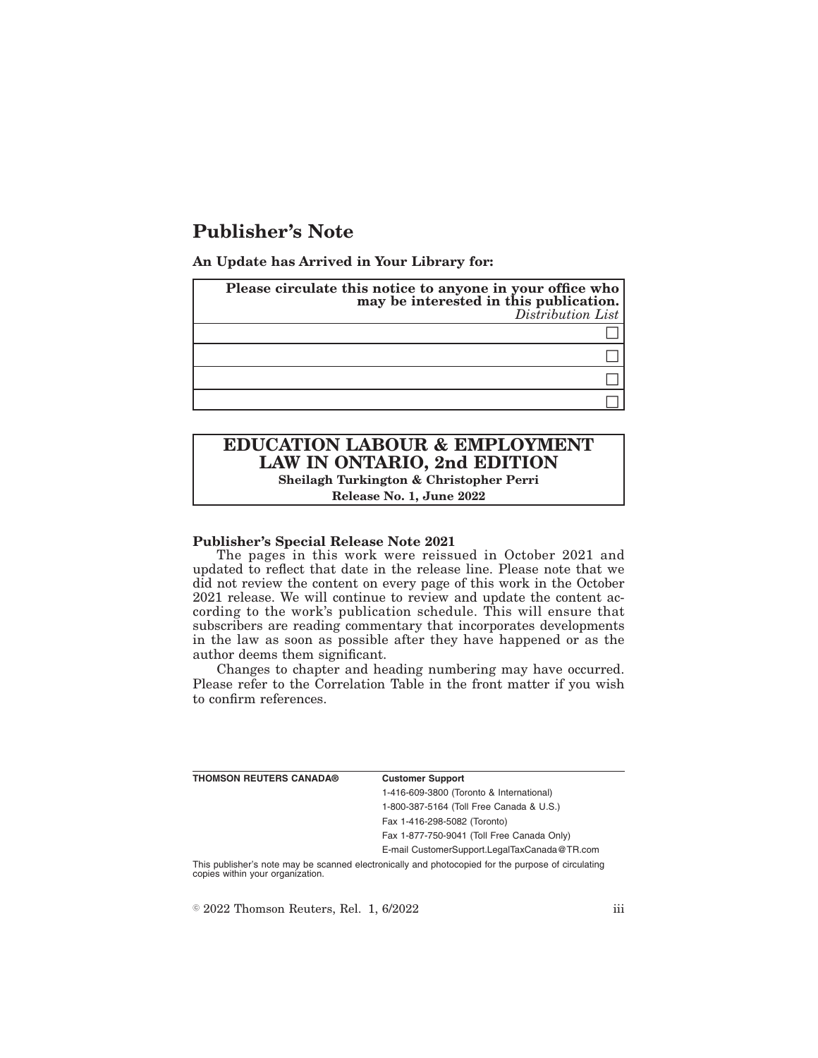# Publisher's Note

**An Update has Arrived in Your Library for:**

| **Please circulate this notice to anyone in your office who may be interested in this publication.** *Distribution List* |
| --- |
| ☐ |
| ☐ |
| ☐ |
| ☐ |

## EDUCATION LABOUR & EMPLOYMENT LAW IN ONTARIO, 2nd EDITION

**Sheilagh Turkington & Christopher Perri**

**Release No. 1, June 2022**

**Publisher's Special Release Note 2021**

The pages in this work were reissued in October 2021 and updated to reflect that date in the release line. Please note that we did not review the content on every page of this work in the October 2021 release. We will continue to review and update the content according to the work's publication schedule. This will ensure that subscribers are reading commentary that incorporates developments in the law as soon as possible after they have happened or as the author deems them significant.

Changes to chapter and heading numbering may have occurred. Please refer to the Correlation Table in the front matter if you wish to confirm references.

**THOMSON REUTERS CANADA®**

**Customer Support**

1-416-609-3800 (Toronto & International)

1-800-387-5164 (Toll Free Canada & U.S.)

Fax 1-416-298-5082 (Toronto)

Fax 1-877-750-9041 (Toll Free Canada Only)

E-mail CustomerSupport.LegalTaxCanada@TR.com

This publisher's note may be scanned electronically and photocopied for the purpose of circulating copies within your organization.

© 2022 Thomson Reuters, Rel. 1, 6/2022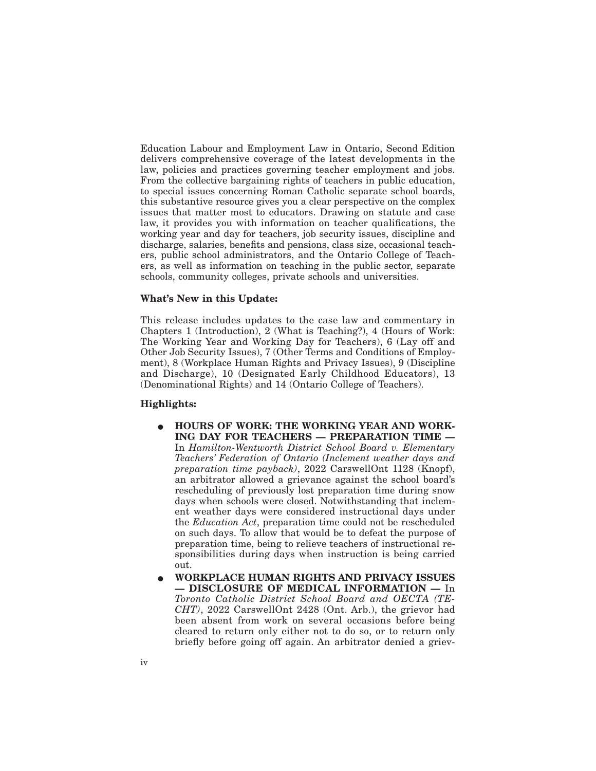Education Labour and Employment Law in Ontario, Second Edition delivers comprehensive coverage of the latest developments in the law, policies and practices governing teacher employment and jobs. From the collective bargaining rights of teachers in public education, to special issues concerning Roman Catholic separate school boards, this substantive resource gives you a clear perspective on the complex issues that matter most to educators. Drawing on statute and case law, it provides you with information on teacher qualifications, the working year and day for teachers, job security issues, discipline and discharge, salaries, benefits and pensions, class size, occasional teachers, public school administrators, and the Ontario College of Teachers, as well as information on teaching in the public sector, separate schools, community colleges, private schools and universities.

**What's New in this Update:**

This release includes updates to the case law and commentary in Chapters 1 (Introduction), 2 (What is Teaching?), 4 (Hours of Work: The Working Year and Working Day for Teachers), 6 (Lay off and Other Job Security Issues), 7 (Other Terms and Conditions of Employment), 8 (Workplace Human Rights and Privacy Issues), 9 (Discipline and Discharge), 10 (Designated Early Childhood Educators), 13 (Denominational Rights) and 14 (Ontario College of Teachers).

**Highlights:**

- **HOURS OF WORK: THE WORKING YEAR AND WORKING DAY FOR TEACHERS — PREPARATION TIME —** In *Hamilton-Wentworth District School Board v. Elementary Teachers' Federation of Ontario (Inclement weather days and preparation time payback)*, 2022 CarswellOnt 1128 (Knopf), an arbitrator allowed a grievance against the school board's rescheduling of previously lost preparation time during snow days when schools were closed. Notwithstanding that inclement weather days were considered instructional days under the *Education Act*, preparation time could not be rescheduled on such days. To allow that would be to defeat the purpose of preparation time, being to relieve teachers of instructional responsibilities during days when instruction is being carried out.
- **WORKPLACE HUMAN RIGHTS AND PRIVACY ISSUES — DISCLOSURE OF MEDICAL INFORMATION —** In *Toronto Catholic District School Board and OECTA (TECHT)*, 2022 CarswellOnt 2428 (Ont. Arb.), the grievor had been absent from work on several occasions before being cleared to return only either not to do so, or to return only briefly before going off again. An arbitrator denied a griev-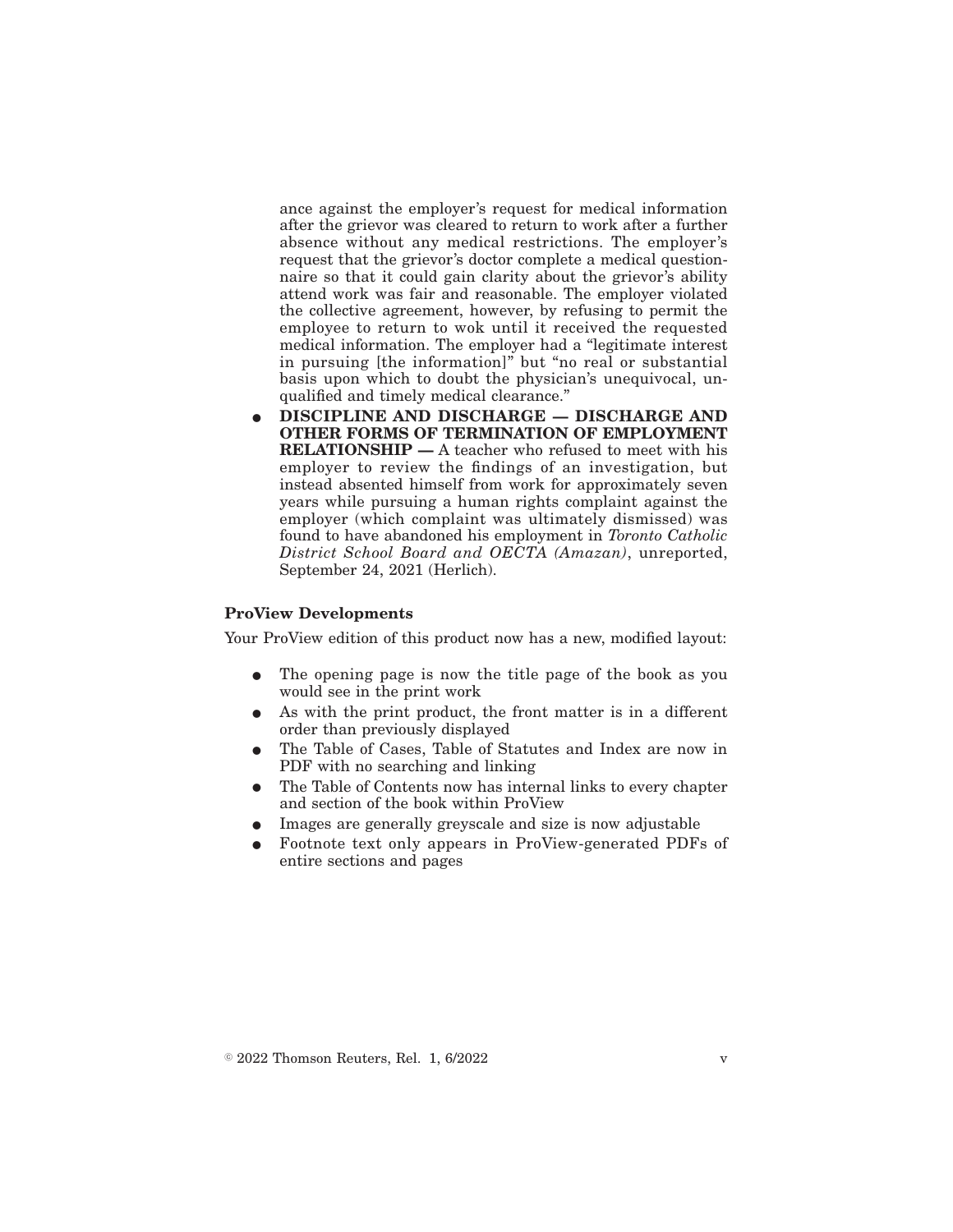ance against the employer's request for medical information after the grievor was cleared to return to work after a further absence without any medical restrictions. The employer's request that the grievor's doctor complete a medical questionnaire so that it could gain clarity about the grievor's ability attend work was fair and reasonable. The employer violated the collective agreement, however, by refusing to permit the employee to return to wok until it received the requested medical information. The employer had a "legitimate interest in pursuing [the information]" but "no real or substantial basis upon which to doubt the physician's unequivocal, unqualified and timely medical clearance."

- **DISCIPLINE AND DISCHARGE — DISCHARGE AND OTHER FORMS OF TERMINATION OF EMPLOYMENT RELATIONSHIP —** A teacher who refused to meet with his employer to review the findings of an investigation, but instead absented himself from work for approximately seven years while pursuing a human rights complaint against the employer (which complaint was ultimately dismissed) was found to have abandoned his employment in *Toronto Catholic District School Board and OECTA (Amazan)*, unreported, September 24, 2021 (Herlich).

**ProView Developments**

Your ProView edition of this product now has a new, modified layout:

- The opening page is now the title page of the book as you would see in the print work
- As with the print product, the front matter is in a different order than previously displayed
- The Table of Cases, Table of Statutes and Index are now in PDF with no searching and linking
- The Table of Contents now has internal links to every chapter and section of the book within ProView
- Images are generally greyscale and size is now adjustable
- Footnote text only appears in ProView-generated PDFs of entire sections and pages